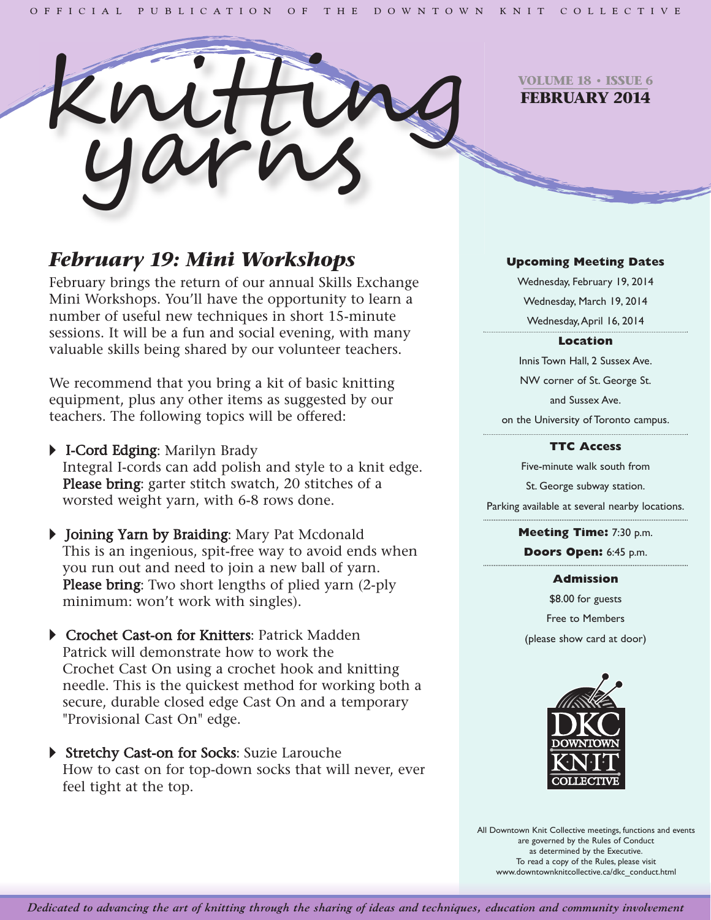OFFICIAL PUBLICATION OF THE DOWNTOWN KNIT COLLECTIVE

# knitting yarns

**VOLUME 18 • ISSUE 6**
**FEBRUARY 2014**

## *February 19: Mini Workshops*

February brings the return of our annual Skills Exchange Mini Workshops. You'll have the opportunity to learn a number of useful new techniques in short 15-minute sessions. It will be a fun and social evening, with many valuable skills being shared by our volunteer teachers.

We recommend that you bring a kit of basic knitting equipment, plus any other items as suggested by our teachers. The following topics will be offered:

- **I-Cord Edging**: Marilyn Brady
  Integral I-cords can add polish and style to a knit edge.
  **Please bring**: garter stitch swatch, 20 stitches of a worsted weight yarn, with 6-8 rows done.

- **Joining Yarn by Braiding**: Mary Pat Mcdonald
  This is an ingenious, spit-free way to avoid ends when you run out and need to join a new ball of yarn.
  **Please bring**: Two short lengths of plied yarn (2-ply minimum: won't work with singles).

- **Crochet Cast-on for Knitters**: Patrick Madden
  Patrick will demonstrate how to work the Crochet Cast On using a crochet hook and knitting needle. This is the quickest method for working both a secure, durable closed edge Cast On and a temporary "Provisional Cast On" edge.

- **Stretchy Cast-on for Socks**: Suzie Larouche
  How to cast on for top-down socks that will never, ever feel tight at the top.

---

**Upcoming Meeting Dates**

Wednesday, February 19, 2014
Wednesday, March 19, 2014
Wednesday, April 16, 2014

**Location**

Innis Town Hall, 2 Sussex Ave.
NW corner of St. George St. and Sussex Ave.
on the University of Toronto campus.

**TTC Access**

Five-minute walk south from St. George subway station.
Parking available at several nearby locations.

**Meeting Time:** 7:30 p.m.
**Doors Open:** 6:45 p.m.

**Admission**

$8.00 for guests
Free to Members
(please show card at door)

DKC DOWNTOWN KNIT COLLECTIVE

All Downtown Knit Collective meetings, functions and events are governed by the Rules of Conduct as determined by the Executive. To read a copy of the Rules, please visit www.downtownknitcollective.ca/dkc_conduct.html

*Dedicated to advancing the art of knitting through the sharing of ideas and techniques, education and community involvement*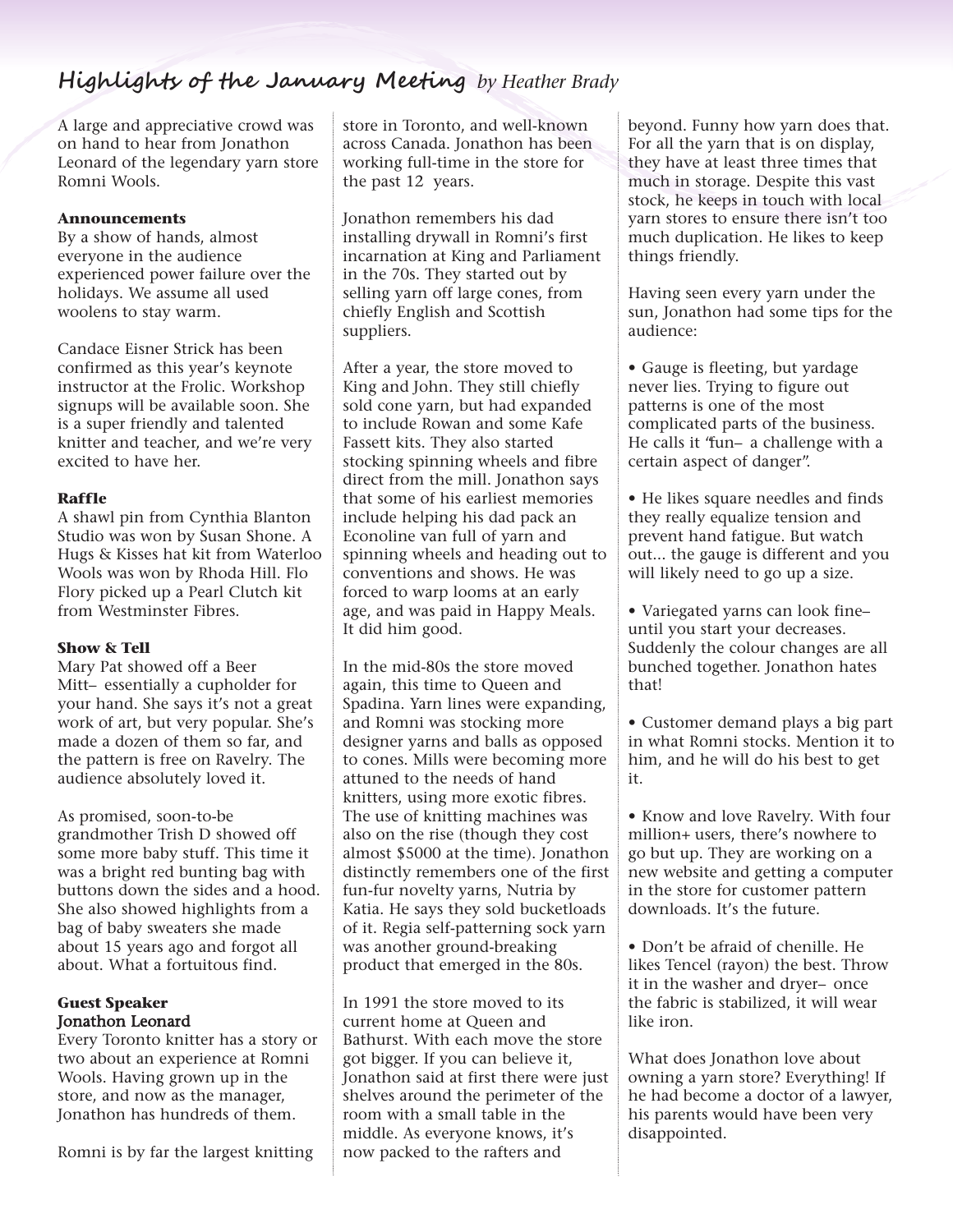## Highlights of the January Meeting *by Heather Brady*

A large and appreciative crowd was on hand to hear from Jonathon Leonard of the legendary yarn store Romni Wools.

**Announcements**

By a show of hands, almost everyone in the audience experienced power failure over the holidays. We assume all used woolens to stay warm.

Candace Eisner Strick has been confirmed as this year's keynote instructor at the Frolic. Workshop signups will be available soon. She is a super friendly and talented knitter and teacher, and we're very excited to have her.

**Raffle**

A shawl pin from Cynthia Blanton Studio was won by Susan Shone. A Hugs & Kisses hat kit from Waterloo Wools was won by Rhoda Hill. Flo Flory picked up a Pearl Clutch kit from Westminster Fibres.

**Show & Tell**

Mary Pat showed off a Beer Mitt– essentially a cupholder for your hand. She says it's not a great work of art, but very popular. She's made a dozen of them so far, and the pattern is free on Ravelry. The audience absolutely loved it.

As promised, soon-to-be grandmother Trish D showed off some more baby stuff. This time it was a bright red bunting bag with buttons down the sides and a hood. She also showed highlights from a bag of baby sweaters she made about 15 years ago and forgot all about. What a fortuitous find.

**Guest Speaker**
Jonathon Leonard

Every Toronto knitter has a story or two about an experience at Romni Wools. Having grown up in the store, and now as the manager, Jonathon has hundreds of them.

Romni is by far the largest knitting store in Toronto, and well-known across Canada. Jonathon has been working full-time in the store for the past 12 years.

Jonathon remembers his dad installing drywall in Romni's first incarnation at King and Parliament in the 70s. They started out by selling yarn off large cones, from chiefly English and Scottish suppliers.

After a year, the store moved to King and John. They still chiefly sold cone yarn, but had expanded to include Rowan and some Kafe Fassett kits. They also started stocking spinning wheels and fibre direct from the mill. Jonathon says that some of his earliest memories include helping his dad pack an Econoline van full of yarn and spinning wheels and heading out to conventions and shows. He was forced to warp looms at an early age, and was paid in Happy Meals. It did him good.

In the mid-80s the store moved again, this time to Queen and Spadina. Yarn lines were expanding, and Romni was stocking more designer yarns and balls as opposed to cones. Mills were becoming more attuned to the needs of hand knitters, using more exotic fibres. The use of knitting machines was also on the rise (though they cost almost $5000 at the time). Jonathon distinctly remembers one of the first fun-fur novelty yarns, Nutria by Katia. He says they sold bucketloads of it. Regia self-patterning sock yarn was another ground-breaking product that emerged in the 80s.

In 1991 the store moved to its current home at Queen and Bathurst. With each move the store got bigger. If you can believe it, Jonathon said at first there were just shelves around the perimeter of the room with a small table in the middle. As everyone knows, it's now packed to the rafters and beyond. Funny how yarn does that. For all the yarn that is on display, they have at least three times that much in storage. Despite this vast stock, he keeps in touch with local yarn stores to ensure there isn't too much duplication. He likes to keep things friendly.

Having seen every yarn under the sun, Jonathon had some tips for the audience:

- Gauge is fleeting, but yardage never lies. Trying to figure out patterns is one of the most complicated parts of the business. He calls it "fun– a challenge with a certain aspect of danger".
- He likes square needles and finds they really equalize tension and prevent hand fatigue. But watch out... the gauge is different and you will likely need to go up a size.
- Variegated yarns can look fine– until you start your decreases. Suddenly the colour changes are all bunched together. Jonathon hates that!
- Customer demand plays a big part in what Romni stocks. Mention it to him, and he will do his best to get it.
- Know and love Ravelry. With four million+ users, there's nowhere to go but up. They are working on a new website and getting a computer in the store for customer pattern downloads. It's the future.
- Don't be afraid of chenille. He likes Tencel (rayon) the best. Throw it in the washer and dryer– once the fabric is stabilized, it will wear like iron.

What does Jonathon love about owning a yarn store? Everything! If he had become a doctor of a lawyer, his parents would have been very disappointed.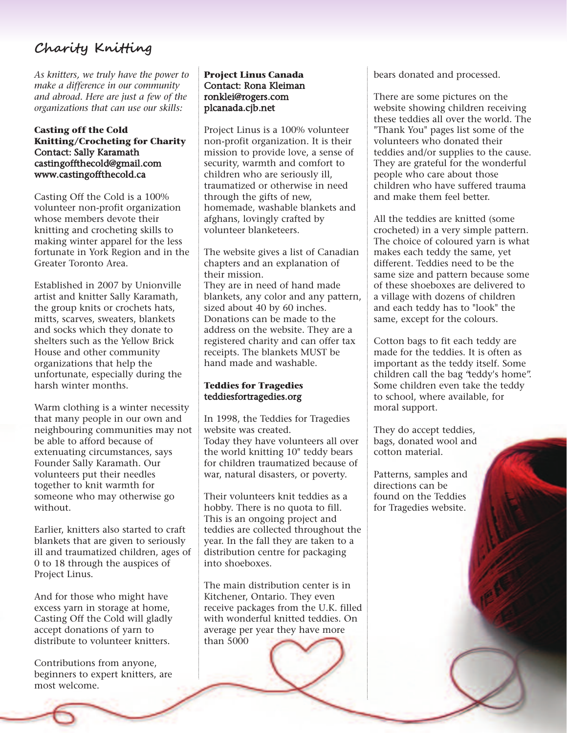# Charity Knitting

*As knitters, we truly have the power to make a difference in our community and abroad. Here are just a few of the organizations that can use our skills:*

**Casting off the Cold Knitting/Crocheting for Charity**
Contact: Sally Karamath
castingoffthecold@gmail.com
www.castingoffthecold.ca

Casting Off the Cold is a 100% volunteer non-profit organization whose members devote their knitting and crocheting skills to making winter apparel for the less fortunate in York Region and in the Greater Toronto Area.

Established in 2007 by Unionville artist and knitter Sally Karamath, the group knits or crochets hats, mitts, scarves, sweaters, blankets and socks which they donate to shelters such as the Yellow Brick House and other community organizations that help the unfortunate, especially during the harsh winter months.

Warm clothing is a winter necessity that many people in our own and neighbouring communities may not be able to afford because of extenuating circumstances, says Founder Sally Karamath. Our volunteers put their needles together to knit warmth for someone who may otherwise go without.

Earlier, knitters also started to craft blankets that are given to seriously ill and traumatized children, ages of 0 to 18 through the auspices of Project Linus.

And for those who might have excess yarn in storage at home, Casting Off the Cold will gladly accept donations of yarn to distribute to volunteer knitters.

Contributions from anyone, beginners to expert knitters, are most welcome.

**Project Linus Canada**
Contact: Rona Kleiman
ronklei@rogers.com
plcanada.cjb.net

Project Linus is a 100% volunteer non-profit organization. It is their mission to provide love, a sense of security, warmth and comfort to children who are seriously ill, traumatized or otherwise in need through the gifts of new, homemade, washable blankets and afghans, lovingly crafted by volunteer blanketeers.

The website gives a list of Canadian chapters and an explanation of their mission.
They are in need of hand made blankets, any color and any pattern, sized about 40 by 60 inches. Donations can be made to the address on the website. They are a registered charity and can offer tax receipts. The blankets MUST be hand made and washable.

**Teddies for Tragedies**
teddiesfortragedies.org

In 1998, the Teddies for Tragedies website was created.
Today they have volunteers all over the world knitting 10" teddy bears for children traumatized because of war, natural disasters, or poverty.

Their volunteers knit teddies as a hobby. There is no quota to fill. This is an ongoing project and teddies are collected throughout the year. In the fall they are taken to a distribution centre for packaging into shoeboxes.

The main distribution center is in Kitchener, Ontario. They even receive packages from the U.K. filled with wonderful knitted teddies. On average per year they have more than 5000 bears donated and processed.

There are some pictures on the website showing children receiving these teddies all over the world. The "Thank You" pages list some of the volunteers who donated their teddies and/or supplies to the cause. They are grateful for the wonderful people who care about those children who have suffered trauma and make them feel better.

All the teddies are knitted (some crocheted) in a very simple pattern. The choice of coloured yarn is what makes each teddy the same, yet different. Teddies need to be the same size and pattern because some of these shoeboxes are delivered to a village with dozens of children and each teddy has to "look" the same, except for the colours.

Cotton bags to fit each teddy are made for the teddies. It is often as important as the teddy itself. Some children call the bag "teddy's home". Some children even take the teddy to school, where available, for moral support.

They do accept teddies, bags, donated wool and cotton material.

Patterns, samples and directions can be found on the Teddies for Tragedies website.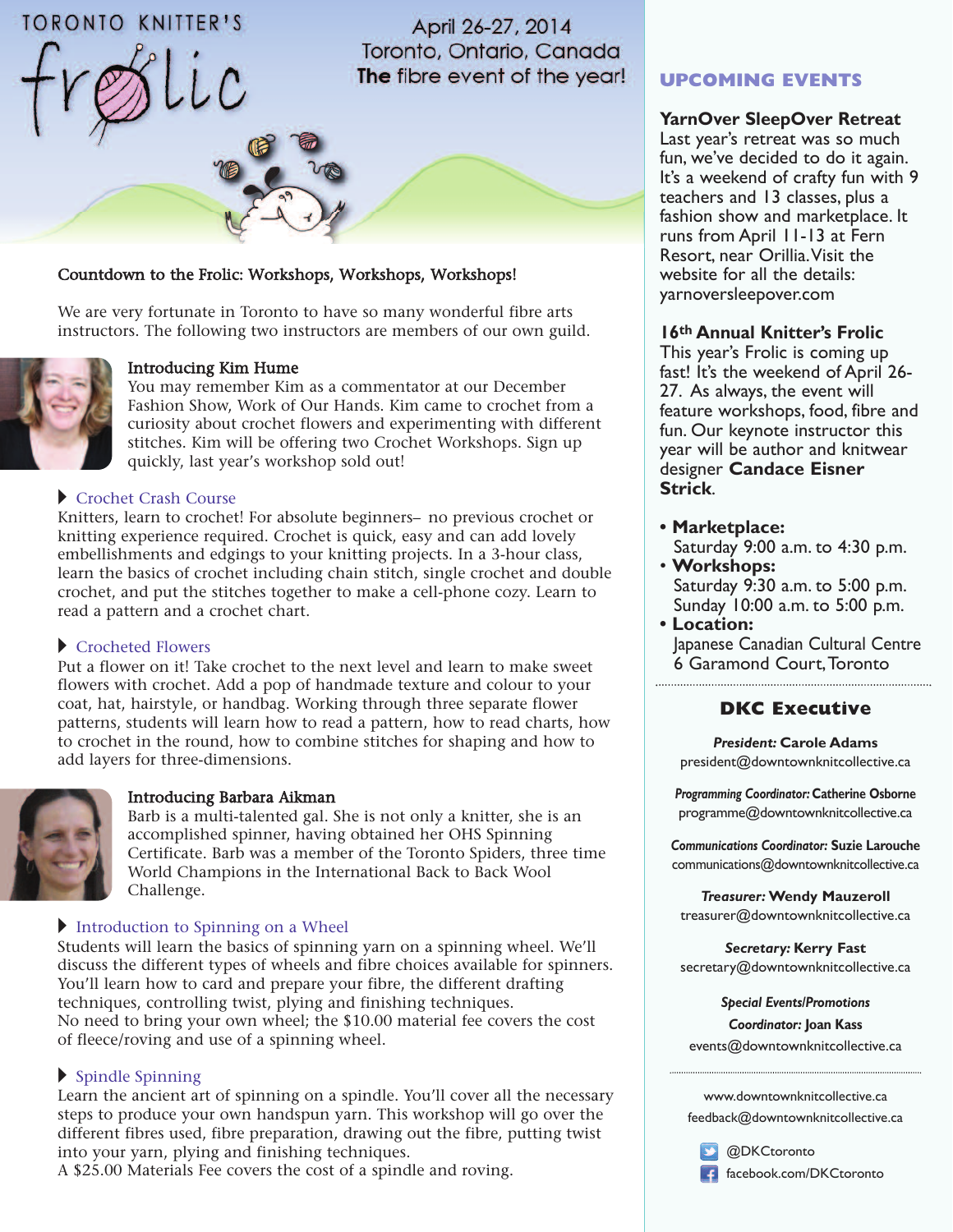TORONTO KNITTER'S frolic

April 26-27, 2014
Toronto, Ontario, Canada
**The** fibre event of the year!

## Countdown to the Frolic: Workshops, Workshops, Workshops!

We are very fortunate in Toronto to have so many wonderful fibre arts instructors. The following two instructors are members of our own guild.

### Introducing Kim Hume

You may remember Kim as a commentator at our December Fashion Show, Work of Our Hands. Kim came to crochet from a curiosity about crochet flowers and experimenting with different stitches. Kim will be offering two Crochet Workshops. Sign up quickly, last year's workshop sold out!

**Crochet Crash Course**

Knitters, learn to crochet! For absolute beginners– no previous crochet or knitting experience required. Crochet is quick, easy and can add lovely embellishments and edgings to your knitting projects. In a 3-hour class, learn the basics of crochet including chain stitch, single crochet and double crochet, and put the stitches together to make a cell-phone cozy. Learn to read a pattern and a crochet chart.

**Crocheted Flowers**

Put a flower on it! Take crochet to the next level and learn to make sweet flowers with crochet. Add a pop of handmade texture and colour to your coat, hat, hairstyle, or handbag. Working through three separate flower patterns, students will learn how to read a pattern, how to read charts, how to crochet in the round, how to combine stitches for shaping and how to add layers for three-dimensions.

### Introducing Barbara Aikman

Barb is a multi-talented gal. She is not only a knitter, she is an accomplished spinner, having obtained her OHS Spinning Certificate. Barb was a member of the Toronto Spiders, three time World Champions in the International Back to Back Wool Challenge.

**Introduction to Spinning on a Wheel**

Students will learn the basics of spinning yarn on a spinning wheel. We'll discuss the different types of wheels and fibre choices available for spinners. You'll learn how to card and prepare your fibre, the different drafting techniques, controlling twist, plying and finishing techniques.
No need to bring your own wheel; the $10.00 material fee covers the cost of fleece/roving and use of a spinning wheel.

**Spindle Spinning**

Learn the ancient art of spinning on a spindle. You'll cover all the necessary steps to produce your own handspun yarn. This workshop will go over the different fibres used, fibre preparation, drawing out the fibre, putting twist into your yarn, plying and finishing techniques.
A $25.00 Materials Fee covers the cost of a spindle and roving.

## UPCOMING EVENTS

**YarnOver SleepOver Retreat**
Last year's retreat was so much fun, we've decided to do it again. It's a weekend of crafty fun with 9 teachers and 13 classes, plus a fashion show and marketplace. It runs from April 11-13 at Fern Resort, near Orillia. Visit the website for all the details: yarnoversleepover.com

**16th Annual Knitter's Frolic**
This year's Frolic is coming up fast! It's the weekend of April 26-27. As always, the event will feature workshops, food, fibre and fun. Our keynote instructor this year will be author and knitwear designer **Candace Eisner Strick**.

- **Marketplace:**
  Saturday 9:00 a.m. to 4:30 p.m.
- **Workshops:**
  Saturday 9:30 a.m. to 5:00 p.m.
  Sunday 10:00 a.m. to 5:00 p.m.
- **Location:**
  Japanese Canadian Cultural Centre
  6 Garamond Court, Toronto

## DKC Executive

***President:*** **Carole Adams**
president@downtownknitcollective.ca

***Programming Coordinator:*** **Catherine Osborne**
programme@downtownknitcollective.ca

***Communications Coordinator:*** **Suzie Larouche**
communications@downtownknitcollective.ca

***Treasurer:*** **Wendy Mauzeroll**
treasurer@downtownknitcollective.ca

***Secretary:*** **Kerry Fast**
secretary@downtownknitcollective.ca

***Special Events/Promotions Coordinator:*** **Joan Kass**
events@downtownknitcollective.ca

www.downtownknitcollective.ca
feedback@downtownknitcollective.ca

@DKCtoronto
facebook.com/DKCtoronto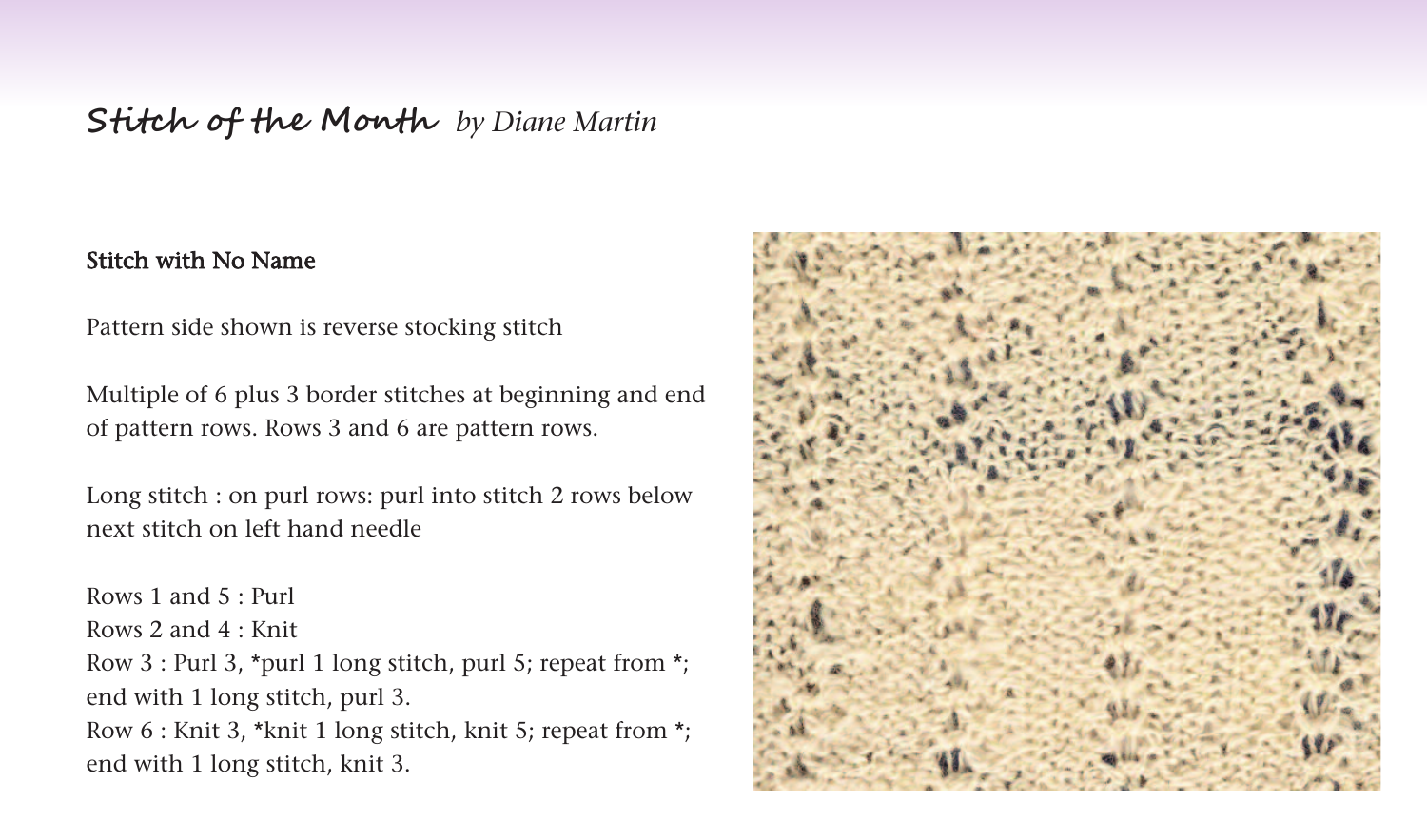## Stitch of the Month *by Diane Martin*

**Stitch with No Name**

Pattern side shown is reverse stocking stitch

Multiple of 6 plus 3 border stitches at beginning and end of pattern rows. Rows 3 and 6 are pattern rows.

Long stitch : on purl rows: purl into stitch 2 rows below next stitch on left hand needle

Rows 1 and 5 : Purl
Rows 2 and 4 : Knit
Row 3 : Purl 3, *purl 1 long stitch, purl 5; repeat from *; end with 1 long stitch, purl 3.
Row 6 : Knit 3, *knit 1 long stitch, knit 5; repeat from *; end with 1 long stitch, knit 3.